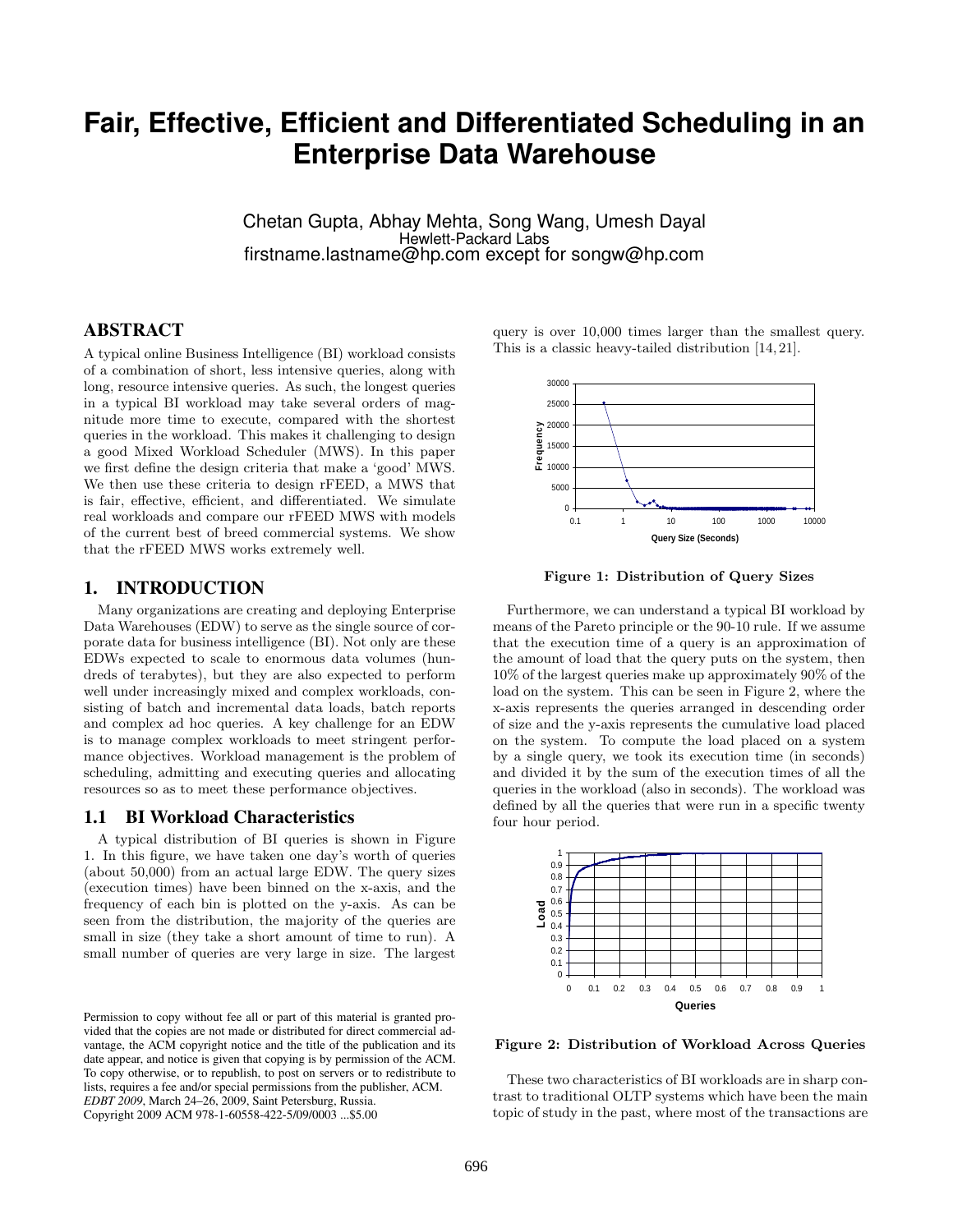# Fair, Effective, Efficient and Differentiated Scheduling in an Enterprise Data Warehouse

Chetan Gupta, Abhay Mehta, Song Wang, Umesh Dayal
Hewlett-Packard Labs
firstname.lastname@hp.com except for songw@hp.com

## ABSTRACT

A typical online Business Intelligence (BI) workload consists of a combination of short, less intensive queries, along with long, resource intensive queries. As such, the longest queries in a typical BI workload may take several orders of magnitude more time to execute, compared with the shortest queries in the workload. This makes it challenging to design a good Mixed Workload Scheduler (MWS). In this paper we first define the design criteria that make a 'good' MWS. We then use these criteria to design rFEED, a MWS that is fair, effective, efficient, and differentiated. We simulate real workloads and compare our rFEED MWS with models of the current best of breed commercial systems. We show that the rFEED MWS works extremely well.

## 1. INTRODUCTION

Many organizations are creating and deploying Enterprise Data Warehouses (EDW) to serve as the single source of corporate data for business intelligence (BI). Not only are these EDWs expected to scale to enormous data volumes (hundreds of terabytes), but they are also expected to perform well under increasingly mixed and complex workloads, consisting of batch and incremental data loads, batch reports and complex ad hoc queries. A key challenge for an EDW is to manage complex workloads to meet stringent performance objectives. Workload management is the problem of scheduling, admitting and executing queries and allocating resources so as to meet these performance objectives.

### 1.1 BI Workload Characteristics

A typical distribution of BI queries is shown in Figure 1. In this figure, we have taken one day's worth of queries (about 50,000) from an actual large EDW. The query sizes (execution times) have been binned on the x-axis, and the frequency of each bin is plotted on the y-axis. As can be seen from the distribution, the majority of the queries are small in size (they take a short amount of time to run). A small number of queries are very large in size. The largest query is over 10,000 times larger than the smallest query. This is a classic heavy-tailed distribution [14, 21].

Frequency
30000
25000
20000
15000
10000
5000
0
0.1
1
10
100
1000
10000
Query Size (Seconds)

**Figure 1: Distribution of Query Sizes**

Furthermore, we can understand a typical BI workload by means of the Pareto principle or the 90-10 rule. If we assume that the execution time of a query is an approximation of the amount of load that the query puts on the system, then 10% of the largest queries make up approximately 90% of the load on the system. This can be seen in Figure 2, where the x-axis represents the queries arranged in descending order of size and the y-axis represents the cumulative load placed on the system. To compute the load placed on a system by a single query, we took its execution time (in seconds) and divided it by the sum of the execution times of all the queries in the workload (also in seconds). The workload was defined by all the queries that were run in a specific twenty four hour period.

Load
1
0.9
0.8
0.7
0.6
0.5
0.4
0.3
0.2
0.1
0
0
0.1
0.2
0.3
0.4
0.5
0.6
0.7
0.8
0.9
1
Queries

**Figure 2: Distribution of Workload Across Queries**

These two characteristics of BI workloads are in sharp contrast to traditional OLTP systems which have been the main topic of study in the past, where most of the transactions are

Permission to copy without fee all or part of this material is granted provided that the copies are not made or distributed for direct commercial advantage, the ACM copyright notice and the title of the publication and its date appear, and notice is given that copying is by permission of the ACM. To copy otherwise, or to republish, to post on servers or to redistribute to lists, requires a fee and/or special permissions from the publisher, ACM.
*EDBT 2009*, March 24–26, 2009, Saint Petersburg, Russia.
Copyright 2009 ACM 978-1-60558-422-5/09/0003 ...$5.00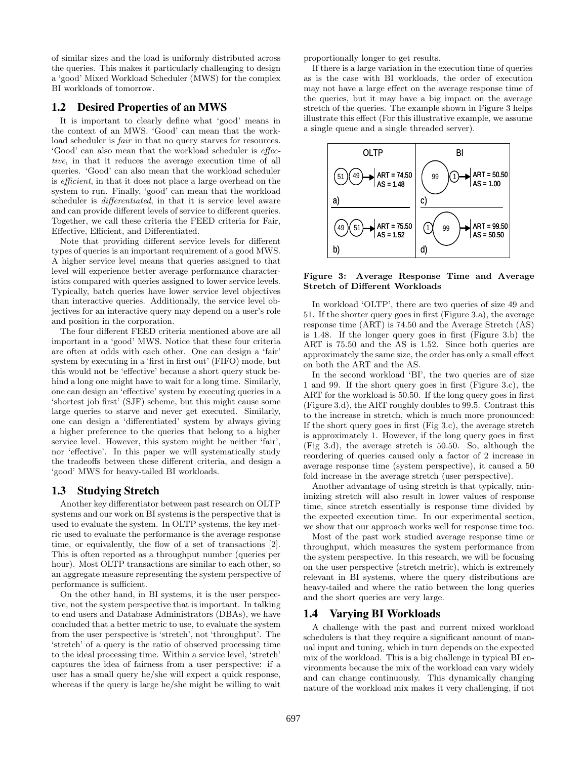of similar sizes and the load is uniformly distributed across the queries. This makes it particularly challenging to design a 'good' Mixed Workload Scheduler (MWS) for the complex BI workloads of tomorrow.

## 1.2 Desired Properties of an MWS

It is important to clearly define what 'good' means in the context of an MWS. 'Good' can mean that the workload scheduler is *fair* in that no query starves for resources. 'Good' can also mean that the workload scheduler is *effective*, in that it reduces the average execution time of all queries. 'Good' can also mean that the workload scheduler is *efficient*, in that it does not place a large overhead on the system to run. Finally, 'good' can mean that the workload scheduler is *differentiated*, in that it is service level aware and can provide different levels of service to different queries. Together, we call these criteria the FEED criteria for Fair, Effective, Efficient, and Differentiated.

Note that providing different service levels for different types of queries is an important requirement of a good MWS. A higher service level means that queries assigned to that level will experience better average performance characteristics compared with queries assigned to lower service levels. Typically, batch queries have lower service level objectives than interactive queries. Additionally, the service level objectives for an interactive query may depend on a user's role and position in the corporation.

The four different FEED criteria mentioned above are all important in a 'good' MWS. Notice that these four criteria are often at odds with each other. One can design a 'fair' system by executing in a 'first in first out' (FIFO) mode, but this would not be 'effective' because a short query stuck behind a long one might have to wait for a long time. Similarly, one can design an 'effective' system by executing queries in a 'shortest job first' (SJF) scheme, but this might cause some large queries to starve and never get executed. Similarly, one can design a 'differentiated' system by always giving a higher preference to the queries that belong to a higher service level. However, this system might be neither 'fair', nor 'effective'. In this paper we will systematically study the tradeoffs between these different criteria, and design a 'good' MWS for heavy-tailed BI workloads.

## 1.3 Studying Stretch

Another key differentiator between past research on OLTP systems and our work on BI systems is the perspective that is used to evaluate the system. In OLTP systems, the key metric used to evaluate the performance is the average response time, or equivalently, the flow of a set of transactions [2]. This is often reported as a throughput number (queries per hour). Most OLTP transactions are similar to each other, so an aggregate measure representing the system perspective of performance is sufficient.

On the other hand, in BI systems, it is the user perspective, not the system perspective that is important. In talking to end users and Database Administrators (DBAs), we have concluded that a better metric to use, to evaluate the system from the user perspective is 'stretch', not 'throughput'. The 'stretch' of a query is the ratio of observed processing time to the ideal processing time. Within a service level, 'stretch' captures the idea of fairness from a user perspective: if a user has a small query he/she will expect a quick response, whereas if the query is large he/she might be willing to wait proportionally longer to get results.

If there is a large variation in the execution time of queries as is the case with BI workloads, the order of execution may not have a large effect on the average response time of the queries, but it may have a big impact on the average stretch of the queries. The example shown in Figure 3 helps illustrate this effect (For this illustrative example, we assume a single queue and a single threaded server).

OLTP

BI

a) 51 49 → ART = 74.50, AS = 1.48

b) 49 51 → ART = 75.50, AS = 1.52

c) 99 1 → ART = 50.50, AS = 1.00

d) 1 99 → ART = 99.50, AS = 50.50

**Figure 3: Average Response Time and Average Stretch of Different Workloads**

In workload 'OLTP', there are two queries of size 49 and 51. If the shorter query goes in first (Figure 3.a), the average response time (ART) is 74.50 and the Average Stretch (AS) is 1.48. If the longer query goes in first (Figure 3.b) the ART is 75.50 and the AS is 1.52. Since both queries are approximately the same size, the order has only a small effect on both the ART and the AS.

In the second workload 'BI', the two queries are of size 1 and 99. If the short query goes in first (Figure 3.c), the ART for the workload is 50.50. If the long query goes in first (Figure 3.d), the ART roughly doubles to 99.5. Contrast this to the increase in stretch, which is much more pronounced: If the short query goes in first (Fig 3.c), the average stretch is approximately 1. However, if the long query goes in first (Fig 3.d), the average stretch is 50.50. So, although the reordering of queries caused only a factor of 2 increase in average response time (system perspective), it caused a 50 fold increase in the average stretch (user perspective).

Another advantage of using stretch is that typically, minimizing stretch will also result in lower values of response time, since stretch essentially is response time divided by the expected execution time. In our experimental section, we show that our approach works well for response time too.

Most of the past work studied average response time or throughput, which measures the system performance from the system perspective. In this research, we will be focusing on the user perspective (stretch metric), which is extremely relevant in BI systems, where the query distributions are heavy-tailed and where the ratio between the long queries and the short queries are very large.

## 1.4 Varying BI Workloads

A challenge with the past and current mixed workload schedulers is that they require a significant amount of manual input and tuning, which in turn depends on the expected mix of the workload. This is a big challenge in typical BI environments because the mix of the workload can vary widely and can change continuously. This dynamically changing nature of the workload mix makes it very challenging, if not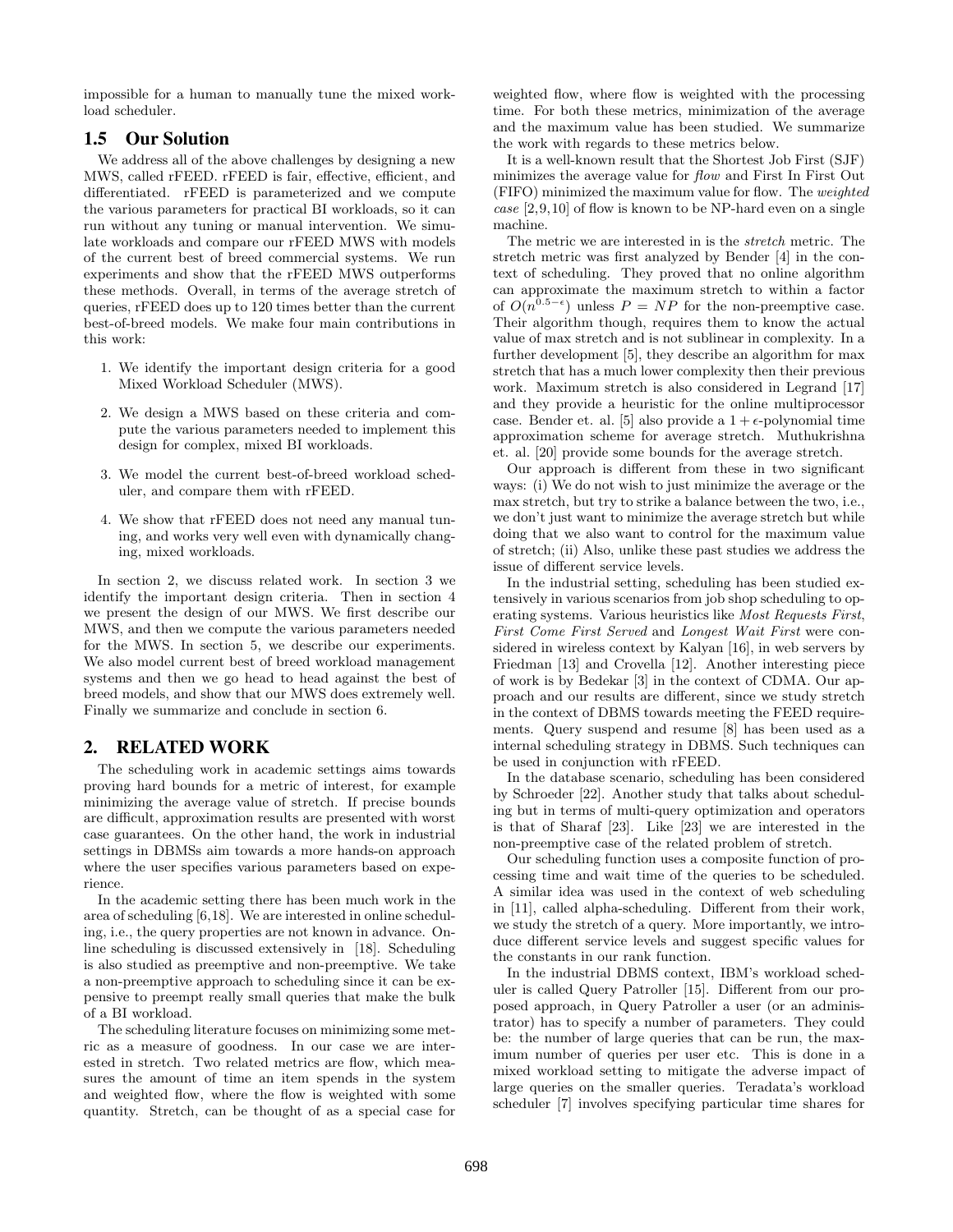impossible for a human to manually tune the mixed workload scheduler.

### 1.5 Our Solution

We address all of the above challenges by designing a new MWS, called rFEED. rFEED is fair, effective, efficient, and differentiated. rFEED is parameterized and we compute the various parameters for practical BI workloads, so it can run without any tuning or manual intervention. We simulate workloads and compare our rFEED MWS with models of the current best of breed commercial systems. We run experiments and show that the rFEED MWS outperforms these methods. Overall, in terms of the average stretch of queries, rFEED does up to 120 times better than the current best-of-breed models. We make four main contributions in this work:

1. We identify the important design criteria for a good Mixed Workload Scheduler (MWS).
2. We design a MWS based on these criteria and compute the various parameters needed to implement this design for complex, mixed BI workloads.
3. We model the current best-of-breed workload scheduler, and compare them with rFEED.
4. We show that rFEED does not need any manual tuning, and works very well even with dynamically changing, mixed workloads.

In section 2, we discuss related work. In section 3 we identify the important design criteria. Then in section 4 we present the design of our MWS. We first describe our MWS, and then we compute the various parameters needed for the MWS. In section 5, we describe our experiments. We also model current best of breed workload management systems and then we go head to head against the best of breed models, and show that our MWS does extremely well. Finally we summarize and conclude in section 6.

## 2. RELATED WORK

The scheduling work in academic settings aims towards proving hard bounds for a metric of interest, for example minimizing the average value of stretch. If precise bounds are difficult, approximation results are presented with worst case guarantees. On the other hand, the work in industrial settings in DBMSs aim towards a more hands-on approach where the user specifies various parameters based on experience.

In the academic setting there has been much work in the area of scheduling [6,18]. We are interested in online scheduling, i.e., the query properties are not known in advance. Online scheduling is discussed extensively in [18]. Scheduling is also studied as preemptive and non-preemptive. We take a non-preemptive approach to scheduling since it can be expensive to preempt really small queries that make the bulk of a BI workload.

The scheduling literature focuses on minimizing some metric as a measure of goodness. In our case we are interested in stretch. Two related metrics are flow, which measures the amount of time an item spends in the system and weighted flow, where the flow is weighted with some quantity. Stretch, can be thought of as a special case for weighted flow, where flow is weighted with the processing time. For both these metrics, minimization of the average and the maximum value has been studied. We summarize the work with regards to these metrics below.

It is a well-known result that the Shortest Job First (SJF) minimizes the average value for *flow* and First In First Out (FIFO) minimized the maximum value for flow. The *weighted case* [2,9,10] of flow is known to be NP-hard even on a single machine.

The metric we are interested in is the *stretch* metric. The stretch metric was first analyzed by Bender [4] in the context of scheduling. They proved that no online algorithm can approximate the maximum stretch to within a factor of $O(n^{0.5-\epsilon})$ unless $P = NP$ for the non-preemptive case. Their algorithm though, requires them to know the actual value of max stretch and is not sublinear in complexity. In a further development [5], they describe an algorithm for max stretch that has a much lower complexity then their previous work. Maximum stretch is also considered in Legrand [17] and they provide a heuristic for the online multiprocessor case. Bender et. al. [5] also provide a $1+\epsilon$-polynomial time approximation scheme for average stretch. Muthukrishna et. al. [20] provide some bounds for the average stretch.

Our approach is different from these in two significant ways: (i) We do not wish to just minimize the average or the max stretch, but try to strike a balance between the two, i.e., we don't just want to minimize the average stretch but while doing that we also want to control for the maximum value of stretch; (ii) Also, unlike these past studies we address the issue of different service levels.

In the industrial setting, scheduling has been studied extensively in various scenarios from job shop scheduling to operating systems. Various heuristics like *Most Requests First*, *First Come First Served* and *Longest Wait First* were considered in wireless context by Kalyan [16], in web servers by Friedman [13] and Crovella [12]. Another interesting piece of work is by Bedekar [3] in the context of CDMA. Our approach and our results are different, since we study stretch in the context of DBMS towards meeting the FEED requirements. Query suspend and resume [8] has been used as a internal scheduling strategy in DBMS. Such techniques can be used in conjunction with rFEED.

In the database scenario, scheduling has been considered by Schroeder [22]. Another study that talks about scheduling but in terms of multi-query optimization and operators is that of Sharaf [23]. Like [23] we are interested in the non-preemptive case of the related problem of stretch.

Our scheduling function uses a composite function of processing time and wait time of the queries to be scheduled. A similar idea was used in the context of web scheduling in [11], called alpha-scheduling. Different from their work, we study the stretch of a query. More importantly, we introduce different service levels and suggest specific values for the constants in our rank function.

In the industrial DBMS context, IBM's workload scheduler is called Query Patroller [15]. Different from our proposed approach, in Query Patroller a user (or an administrator) has to specify a number of parameters. They could be: the number of large queries that can be run, the maximum number of queries per user etc. This is done in a mixed workload setting to mitigate the adverse impact of large queries on the smaller queries. Teradata's workload scheduler [7] involves specifying particular time shares for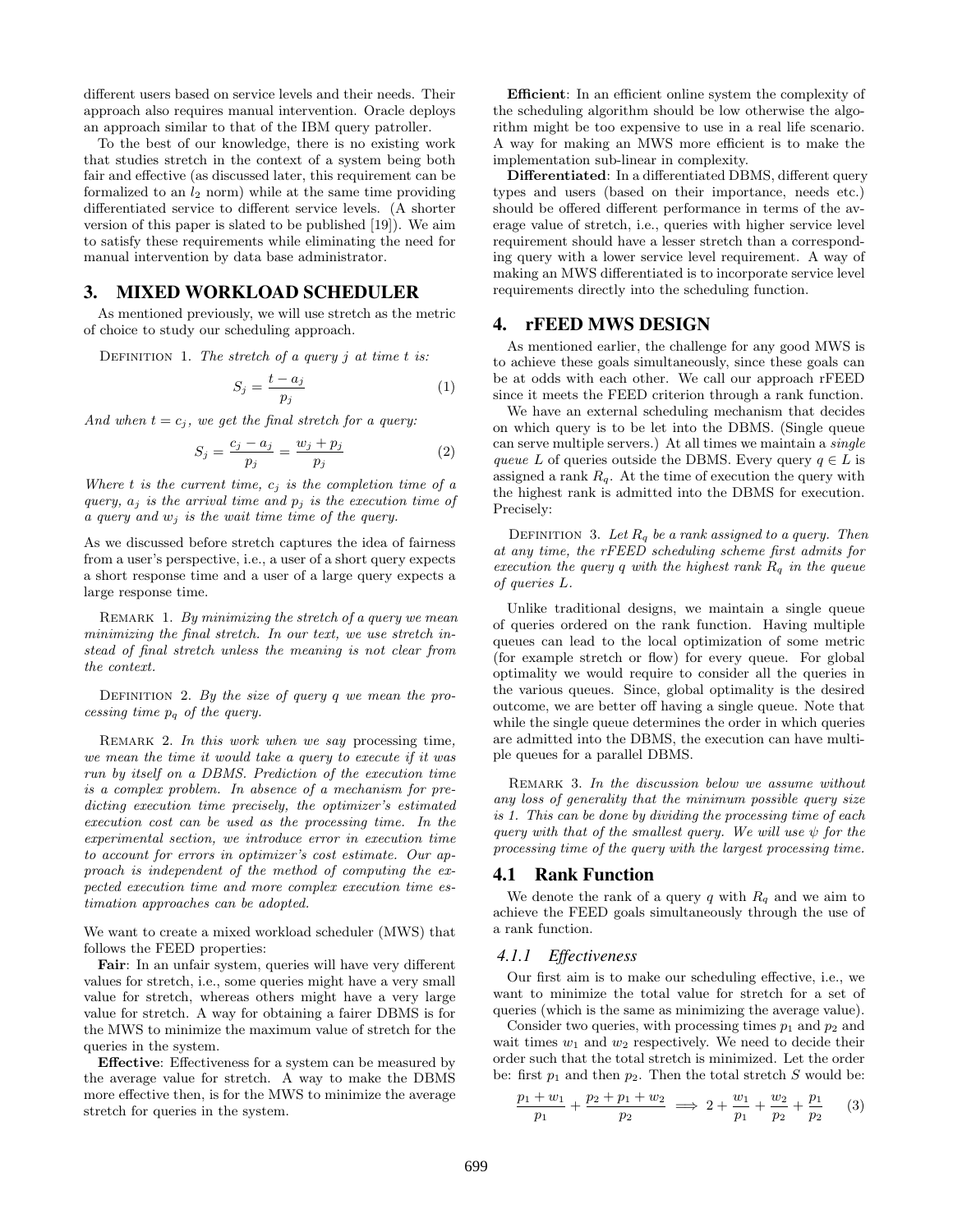different users based on service levels and their needs. Their approach also requires manual intervention. Oracle deploys an approach similar to that of the IBM query patroller.

To the best of our knowledge, there is no existing work that studies stretch in the context of a system being both fair and effective (as discussed later, this requirement can be formalized to an $l_2$ norm) while at the same time providing differentiated service to different service levels. (A shorter version of this paper is slated to be published [19]). We aim to satisfy these requirements while eliminating the need for manual intervention by data base administrator.

## 3. MIXED WORKLOAD SCHEDULER

As mentioned previously, we will use stretch as the metric of choice to study our scheduling approach.

Definition 1. *The stretch of a query $j$ at time $t$ is:*

$$S_j = \frac{t - a_j}{p_j} \tag{1}$$

*And when $t = c_j$, we get the final stretch for a query:*

$$S_j = \frac{c_j - a_j}{p_j} = \frac{w_j + p_j}{p_j} \tag{2}$$

*Where $t$ is the current time, $c_j$ is the completion time of a query, $a_j$ is the arrival time and $p_j$ is the execution time of a query and $w_j$ is the wait time time of the query.*

As we discussed before stretch captures the idea of fairness from a user's perspective, i.e., a user of a short query expects a short response time and a user of a large query expects a large response time.

Remark 1. *By minimizing the stretch of a query we mean minimizing the final stretch. In our text, we use stretch instead of final stretch unless the meaning is not clear from the context.*

Definition 2. *By the size of query $q$ we mean the processing time $p_q$ of the query.*

Remark 2. *In this work when we say* processing time*, we mean the time it would take a query to execute if it was run by itself on a DBMS. Prediction of the execution time is a complex problem. In absence of a mechanism for predicting execution time precisely, the optimizer's estimated execution cost can be used as the processing time. In the experimental section, we introduce error in execution time to account for errors in optimizer's cost estimate. Our approach is independent of the method of computing the expected execution time and more complex execution time estimation approaches can be adopted.*

We want to create a mixed workload scheduler (MWS) that follows the FEED properties:

**Fair**: In an unfair system, queries will have very different values for stretch, i.e., some queries might have a very small value for stretch, whereas others might have a very large value for stretch. A way for obtaining a fairer DBMS is for the MWS to minimize the maximum value of stretch for the queries in the system.

**Effective**: Effectiveness for a system can be measured by the average value for stretch. A way to make the DBMS more effective then, is for the MWS to minimize the average stretch for queries in the system.

**Efficient**: In an efficient online system the complexity of the scheduling algorithm should be low otherwise the algorithm might be too expensive to use in a real life scenario. A way for making an MWS more efficient is to make the implementation sub-linear in complexity.

**Differentiated**: In a differentiated DBMS, different query types and users (based on their importance, needs etc.) should be offered different performance in terms of the average value of stretch, i.e., queries with higher service level requirement should have a lesser stretch than a corresponding query with a lower service level requirement. A way of making an MWS differentiated is to incorporate service level requirements directly into the scheduling function.

## 4. rFEED MWS DESIGN

As mentioned earlier, the challenge for any good MWS is to achieve these goals simultaneously, since these goals can be at odds with each other. We call our approach rFEED since it meets the FEED criterion through a rank function.

We have an external scheduling mechanism that decides on which query is to be let into the DBMS. (Single queue can serve multiple servers.) At all times we maintain a *single queue* $L$ of queries outside the DBMS. Every query $q \in L$ is assigned a rank $R_q$. At the time of execution the query with the highest rank is admitted into the DBMS for execution. Precisely:

Definition 3. *Let $R_q$ be a rank assigned to a query. Then at any time, the rFEED scheduling scheme first admits for execution the query $q$ with the highest rank $R_q$ in the queue of queries $L$.*

Unlike traditional designs, we maintain a single queue of queries ordered on the rank function. Having multiple queues can lead to the local optimization of some metric (for example stretch or flow) for every queue. For global optimality we would require to consider all the queries in the various queues. Since, global optimality is the desired outcome, we are better off having a single queue. Note that while the single queue determines the order in which queries are admitted into the DBMS, the execution can have multiple queues for a parallel DBMS.

Remark 3. *In the discussion below we assume without any loss of generality that the minimum possible query size is 1. This can be done by dividing the processing time of each query with that of the smallest query. We will use $\psi$ for the processing time of the query with the largest processing time.*

### 4.1 Rank Function

We denote the rank of a query $q$ with $R_q$ and we aim to achieve the FEED goals simultaneously through the use of a rank function.

#### 4.1.1 Effectiveness

Our first aim is to make our scheduling effective, i.e., we want to minimize the total value for stretch for a set of queries (which is the same as minimizing the average value).

Consider two queries, with processing times $p_1$ and $p_2$ and wait times $w_1$ and $w_2$ respectively. We need to decide their order such that the total stretch is minimized. Let the order be: first $p_1$ and then $p_2$. Then the total stretch $S$ would be:

$$\frac{p_1 + w_1}{p_1} + \frac{p_2 + p_1 + w_2}{p_2} \implies 2 + \frac{w_1}{p_1} + \frac{w_2}{p_2} + \frac{p_1}{p_2} \tag{3}$$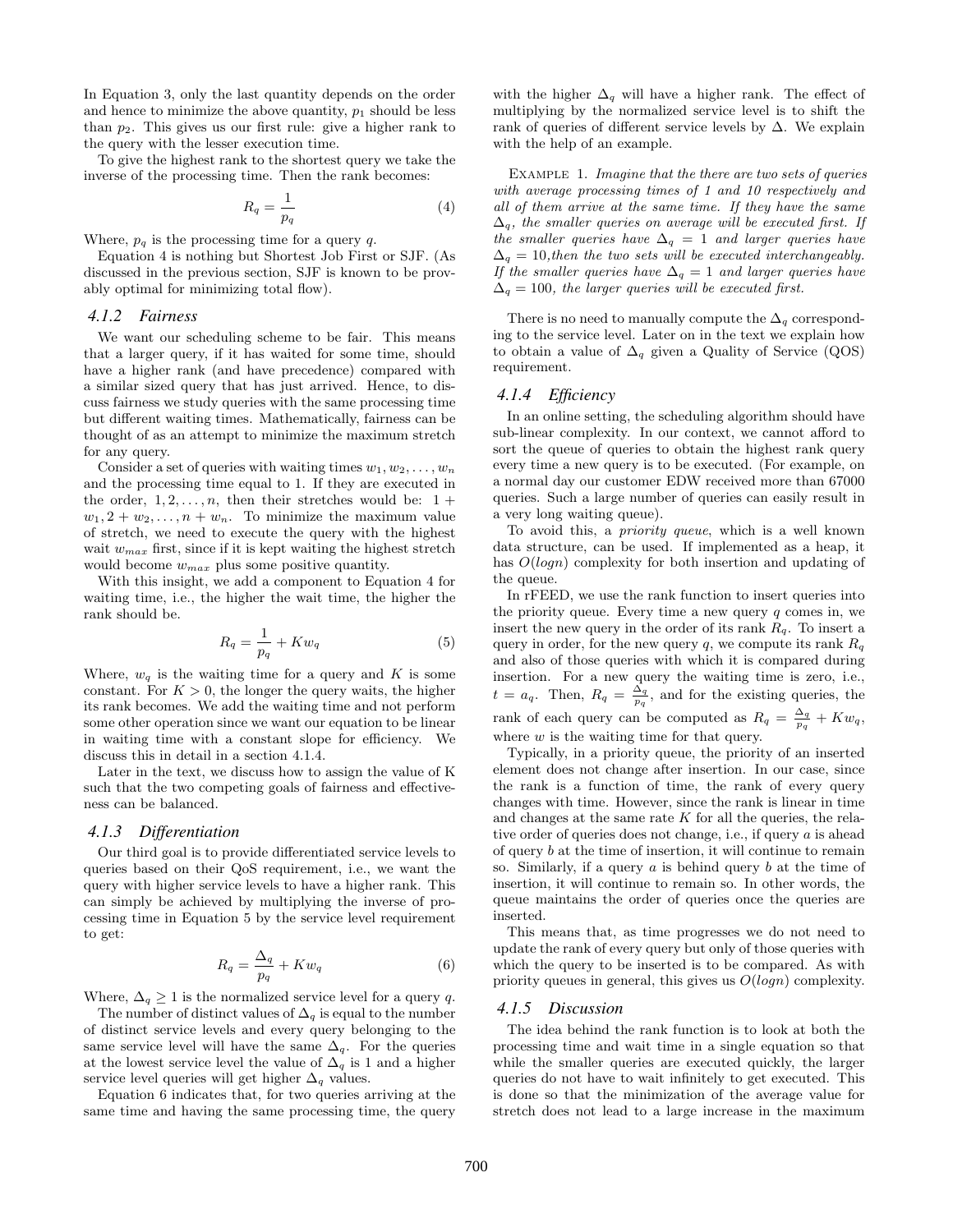In Equation 3, only the last quantity depends on the order and hence to minimize the above quantity, $p_1$ should be less than $p_2$. This gives us our first rule: give a higher rank to the query with the lesser execution time.

To give the highest rank to the shortest query we take the inverse of the processing time. Then the rank becomes:

$$R_q = \frac{1}{p_q} \tag{4}$$

Where, $p_q$ is the processing time for a query $q$.

Equation 4 is nothing but Shortest Job First or SJF. (As discussed in the previous section, SJF is known to be provably optimal for minimizing total flow).

#### 4.1.2 Fairness

We want our scheduling scheme to be fair. This means that a larger query, if it has waited for some time, should have a higher rank (and have precedence) compared with a similar sized query that has just arrived. Hence, to discuss fairness we study queries with the same processing time but different waiting times. Mathematically, fairness can be thought of as an attempt to minimize the maximum stretch for any query.

Consider a set of queries with waiting times $w_1, w_2, \ldots, w_n$ and the processing time equal to 1. If they are executed in the order, $1, 2, \ldots, n$, then their stretches would be: $1 + w_1, 2 + w_2, \ldots, n + w_n$. To minimize the maximum value of stretch, we need to execute the query with the highest wait $w_{max}$ first, since if it is kept waiting the highest stretch would become $w_{max}$ plus some positive quantity.

With this insight, we add a component to Equation 4 for waiting time, i.e., the higher the wait time, the higher the rank should be.

$$R_q = \frac{1}{p_q} + Kw_q \tag{5}$$

Where, $w_q$ is the waiting time for a query and $K$ is some constant. For $K > 0$, the longer the query waits, the higher its rank becomes. We add the waiting time and not perform some other operation since we want our equation to be linear in waiting time with a constant slope for efficiency. We discuss this in detail in a section 4.1.4.

Later in the text, we discuss how to assign the value of K such that the two competing goals of fairness and effectiveness can be balanced.

#### 4.1.3 Differentiation

Our third goal is to provide differentiated service levels to queries based on their QoS requirement, i.e., we want the query with higher service levels to have a higher rank. This can simply be achieved by multiplying the inverse of processing time in Equation 5 by the service level requirement to get:

$$R_q = \frac{\Delta_q}{p_q} + Kw_q \tag{6}$$

Where, $\Delta_q \geq 1$ is the normalized service level for a query $q$.

The number of distinct values of $\Delta_q$ is equal to the number of distinct service levels and every query belonging to the same service level will have the same $\Delta_q$. For the queries at the lowest service level the value of $\Delta_q$ is 1 and a higher service level queries will get higher $\Delta_q$ values.

Equation 6 indicates that, for two queries arriving at the same time and having the same processing time, the query with the higher $\Delta_q$ will have a higher rank. The effect of multiplying by the normalized service level is to shift the rank of queries of different service levels by $\Delta$. We explain with the help of an example.

EXAMPLE 1. *Imagine that the there are two sets of queries with average processing times of 1 and 10 respectively and all of them arrive at the same time. If they have the same $\Delta_q$, the smaller queries on average will be executed first. If the smaller queries have $\Delta_q = 1$ and larger queries have $\Delta_q = 10$, then the two sets will be executed interchangeably. If the smaller queries have $\Delta_q = 1$ and larger queries have $\Delta_q = 100$, the larger queries will be executed first.*

There is no need to manually compute the $\Delta_q$ corresponding to the service level. Later on in the text we explain how to obtain a value of $\Delta_q$ given a Quality of Service (QOS) requirement.

#### 4.1.4 Efficiency

In an online setting, the scheduling algorithm should have sub-linear complexity. In our context, we cannot afford to sort the queue of queries to obtain the highest rank query every time a new query is to be executed. (For example, on a normal day our customer EDW received more than 67000 queries. Such a large number of queries can easily result in a very long waiting queue).

To avoid this, a *priority queue*, which is a well known data structure, can be used. If implemented as a heap, it has $O(logn)$ complexity for both insertion and updating of the queue.

In rFEED, we use the rank function to insert queries into the priority queue. Every time a new query $q$ comes in, we insert the new query in the order of its rank $R_q$. To insert a query in order, for the new query $q$, we compute its rank $R_q$ and also of those queries with which it is compared during insertion. For a new query the waiting time is zero, i.e., $t = a_q$. Then, $R_q = \frac{\Delta_q}{p_q}$, and for the existing queries, the rank of each query can be computed as $R_q = \frac{\Delta_q}{p_q} + Kw_q$, where $w$ is the waiting time for that query.

Typically, in a priority queue, the priority of an inserted element does not change after insertion. In our case, since the rank is a function of time, the rank of every query changes with time. However, since the rank is linear in time and changes at the same rate $K$ for all the queries, the relative order of queries does not change, i.e., if query $a$ is ahead of query $b$ at the time of insertion, it will continue to remain so. Similarly, if a query $a$ is behind query $b$ at the time of insertion, it will continue to remain so. In other words, the queue maintains the order of queries once the queries are inserted.

This means that, as time progresses we do not need to update the rank of every query but only of those queries with which the query to be inserted is to be compared. As with priority queues in general, this gives us $O(logn)$ complexity.

#### 4.1.5 Discussion

The idea behind the rank function is to look at both the processing time and wait time in a single equation so that while the smaller queries are executed quickly, the larger queries do not have to wait infinitely to get executed. This is done so that the minimization of the average value for stretch does not lead to a large increase in the maximum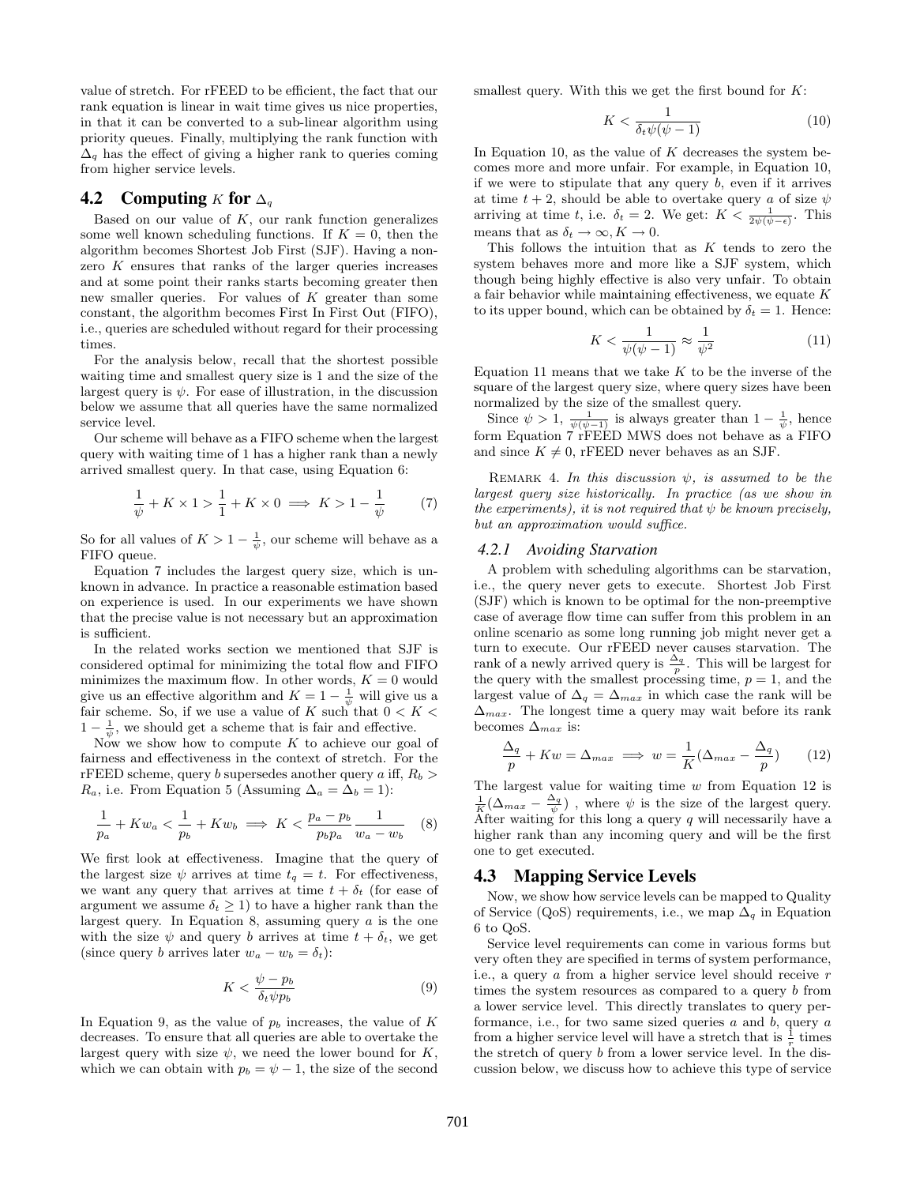value of stretch. For rFEED to be efficient, the fact that our rank equation is linear in wait time gives us nice properties, in that it can be converted to a sub-linear algorithm using priority queues. Finally, multiplying the rank function with $\Delta_q$ has the effect of giving a higher rank to queries coming from higher service levels.

## 4.2 Computing $K$ for $\Delta_q$

Based on our value of $K$, our rank function generalizes some well known scheduling functions. If $K = 0$, then the algorithm becomes Shortest Job First (SJF). Having a non-zero $K$ ensures that ranks of the larger queries increases and at some point their ranks starts becoming greater then new smaller queries. For values of $K$ greater than some constant, the algorithm becomes First In First Out (FIFO), i.e., queries are scheduled without regard for their processing times.

For the analysis below, recall that the shortest possible waiting time and smallest query size is 1 and the size of the largest query is $\psi$. For ease of illustration, in the discussion below we assume that all queries have the same normalized service level.

Our scheme will behave as a FIFO scheme when the largest query with waiting time of 1 has a higher rank than a newly arrived smallest query. In that case, using Equation 6:

$$\frac{1}{\psi} + K \times 1 > \frac{1}{1} + K \times 0 \implies K > 1 - \frac{1}{\psi} \qquad (7)$$

So for all values of $K > 1 - \frac{1}{\psi}$, our scheme will behave as a FIFO queue.

Equation 7 includes the largest query size, which is unknown in advance. In practice a reasonable estimation based on experience is used. In our experiments we have shown that the precise value is not necessary but an approximation is sufficient.

In the related works section we mentioned that SJF is considered optimal for minimizing the total flow and FIFO minimizes the maximum flow. In other words, $K = 0$ would give us an effective algorithm and $K = 1 - \frac{1}{\psi}$ will give us a fair scheme. So, if we use a value of $K$ such that $0 < K < 1 - \frac{1}{\psi}$, we should get a scheme that is fair and effective.

Now we show how to compute $K$ to achieve our goal of fairness and effectiveness in the context of stretch. For the rFEED scheme, query $b$ supersedes another query $a$ iff, $R_b > R_a$, i.e. From Equation 5 (Assuming $\Delta_a = \Delta_b = 1$):

$$\frac{1}{p_a} + Kw_a < \frac{1}{p_b} + Kw_b \implies K < \frac{p_a - p_b}{p_b p_a} \frac{1}{w_a - w_b} \qquad (8)$$

We first look at effectiveness. Imagine that the query of the largest size $\psi$ arrives at time $t_q = t$. For effectiveness, we want any query that arrives at time $t + \delta_t$ (for ease of argument we assume $\delta_t \geq 1$) to have a higher rank than the largest query. In Equation 8, assuming query $a$ is the one with the size $\psi$ and query $b$ arrives at time $t + \delta_t$, we get (since query $b$ arrives later $w_a - w_b = \delta_t$):

$$K < \frac{\psi - p_b}{\delta_t \psi p_b} \qquad (9)$$

In Equation 9, as the value of $p_b$ increases, the value of $K$ decreases. To ensure that all queries are able to overtake the largest query with size $\psi$, we need the lower bound for $K$, which we can obtain with $p_b = \psi - 1$, the size of the second smallest query. With this we get the first bound for $K$:

$$K < \frac{1}{\delta_t \psi(\psi - 1)} \qquad (10)$$

In Equation 10, as the value of $K$ decreases the system becomes more and more unfair. For example, in Equation 10, if we were to stipulate that any query $b$, even if it arrives at time $t + 2$, should be able to overtake query $a$ of size $\psi$ arriving at time $t$, i.e. $\delta_t = 2$. We get: $K < \frac{1}{2\psi(\psi - \epsilon)}$. This means that as $\delta_t \to \infty, K \to 0$.

This follows the intuition that as $K$ tends to zero the system behaves more and more like a SJF system, which though being highly effective is also very unfair. To obtain a fair behavior while maintaining effectiveness, we equate $K$ to its upper bound, which can be obtained by $\delta_t = 1$. Hence:

$$K < \frac{1}{\psi(\psi - 1)} \approx \frac{1}{\psi^2} \qquad (11)$$

Equation 11 means that we take $K$ to be the inverse of the square of the largest query size, where query sizes have been normalized by the size of the smallest query.

Since $\psi > 1$, $\frac{1}{\psi(\psi-1)}$ is always greater than $1 - \frac{1}{\psi}$, hence form Equation 7 rFEED MWS does not behave as a FIFO and since $K \neq 0$, rFEED never behaves as an SJF.

Remark 4. *In this discussion $\psi$, is assumed to be the largest query size historically. In practice (as we show in the experiments), it is not required that $\psi$ be known precisely, but an approximation would suffice.*

### 4.2.1 Avoiding Starvation

A problem with scheduling algorithms can be starvation, i.e., the query never gets to execute. Shortest Job First (SJF) which is known to be optimal for the non-preemptive case of average flow time can suffer from this problem in an online scenario as some long running job might never get a turn to execute. Our rFEED never causes starvation. The rank of a newly arrived query is $\frac{\Delta_q}{p}$. This will be largest for the query with the smallest processing time, $p = 1$, and the largest value of $\Delta_q = \Delta_{max}$ in which case the rank will be $\Delta_{max}$. The longest time a query may wait before its rank becomes $\Delta_{max}$ is:

$$\frac{\Delta_q}{p} + Kw = \Delta_{max} \implies w = \frac{1}{K}(\Delta_{max} - \frac{\Delta_q}{p}) \qquad (12)$$

The largest value for waiting time $w$ from Equation 12 is $\frac{1}{K}(\Delta_{max} - \frac{\Delta_q}{\psi})$, where $\psi$ is the size of the largest query. After waiting for this long a query $q$ will necessarily have a higher rank than any incoming query and will be the first one to get executed.

## 4.3 Mapping Service Levels

Now, we show how service levels can be mapped to Quality of Service (QoS) requirements, i.e., we map $\Delta_q$ in Equation 6 to QoS.

Service level requirements can come in various forms but very often they are specified in terms of system performance, i.e., a query $a$ from a higher service level should receive $r$ times the system resources as compared to a query $b$ from a lower service level. This directly translates to query performance, i.e., for two same sized queries $a$ and $b$, query $a$ from a higher service level will have a stretch that is $\frac{1}{r}$ times the stretch of query $b$ from a lower service level. In the discussion below, we discuss how to achieve this type of service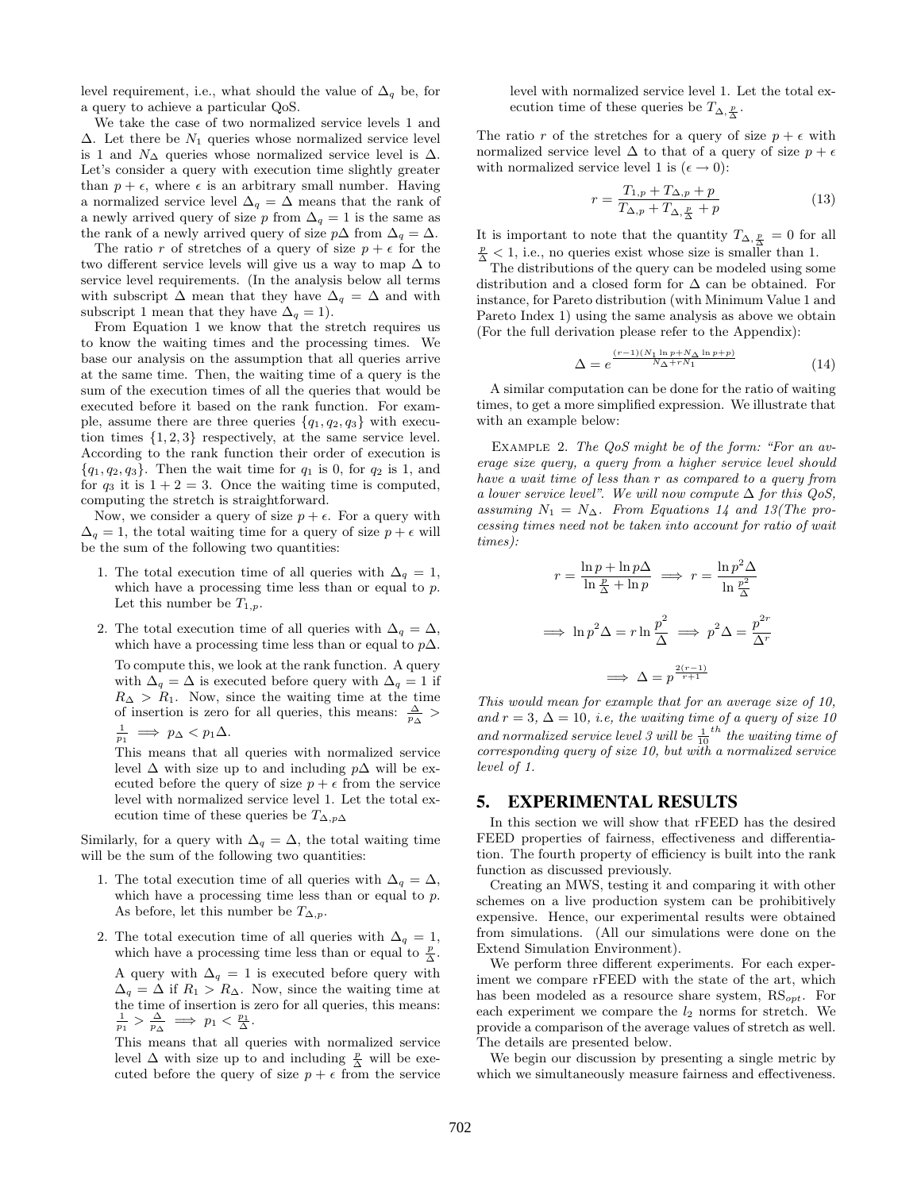level requirement, i.e., what should the value of $\Delta_q$ be, for a query to achieve a particular QoS.

We take the case of two normalized service levels 1 and $\Delta$. Let there be $N_1$ queries whose normalized service level is 1 and $N_\Delta$ queries whose normalized service level is $\Delta$. Let's consider a query with execution time slightly greater than $p + \epsilon$, where $\epsilon$ is an arbitrary small number. Having a normalized service level $\Delta_q = \Delta$ means that the rank of a newly arrived query of size $p$ from $\Delta_q = 1$ is the same as the rank of a newly arrived query of size $p\Delta$ from $\Delta_q = \Delta$.

The ratio $r$ of stretches of a query of size $p + \epsilon$ for the two different service levels will give us a way to map $\Delta$ to service level requirements. (In the analysis below all terms with subscript $\Delta$ mean that they have $\Delta_q = \Delta$ and with subscript 1 mean that they have $\Delta_q = 1$).

From Equation 1 we know that the stretch requires us to know the waiting times and the processing times. We base our analysis on the assumption that all queries arrive at the same time. Then, the waiting time of a query is the sum of the execution times of all the queries that would be executed before it based on the rank function. For example, assume there are three queries $\{q_1, q_2, q_3\}$ with execution times $\{1, 2, 3\}$ respectively, at the same service level. According to the rank function their order of execution is $\{q_1, q_2, q_3\}$. Then the wait time for $q_1$ is 0, for $q_2$ is 1, and for $q_3$ it is $1 + 2 = 3$. Once the waiting time is computed, computing the stretch is straightforward.

Now, we consider a query of size $p + \epsilon$. For a query with $\Delta_q = 1$, the total waiting time for a query of size $p + \epsilon$ will be the sum of the following two quantities:

1. The total execution time of all queries with $\Delta_q = 1$, which have a processing time less than or equal to $p$. Let this number be $T_{1,p}$.
2. The total execution time of all queries with $\Delta_q = \Delta$, which have a processing time less than or equal to $p\Delta$.

   To compute this, we look at the rank function. A query with $\Delta_q = \Delta$ is executed before query with $\Delta_q = 1$ if $R_\Delta > R_1$. Now, since the waiting time at the time of insertion is zero for all queries, this means: $\frac{\Delta}{p_\Delta} > \frac{1}{p_1} \implies p_\Delta < p_1\Delta$.

   This means that all queries with normalized service level $\Delta$ with size up to and including $p\Delta$ will be executed before the query of size $p + \epsilon$ from the service level with normalized service level 1. Let the total execution time of these queries be $T_{\Delta,p\Delta}$

Similarly, for a query with $\Delta_q = \Delta$, the total waiting time will be the sum of the following two quantities:

1. The total execution time of all queries with $\Delta_q = \Delta$, which have a processing time less than or equal to $p$. As before, let this number be $T_{\Delta,p}$.
2. The total execution time of all queries with $\Delta_q = 1$, which have a processing time less than or equal to $\frac{p}{\Delta}$.

   A query with $\Delta_q = 1$ is executed before query with $\Delta_q = \Delta$ if $R_1 > R_\Delta$. Now, since the waiting time at the time of insertion is zero for all queries, this means: $\frac{1}{p_1} > \frac{\Delta}{p_\Delta} \implies p_1 < \frac{p_1}{\Delta}$.

   This means that all queries with normalized service level $\Delta$ with size up to and including $\frac{p}{\Delta}$ will be executed before the query of size $p + \epsilon$ from the service level with normalized service level 1. Let the total execution time of these queries be $T_{\Delta,\frac{p}{\Delta}}$.

The ratio $r$ of the stretches for a query of size $p + \epsilon$ with normalized service level $\Delta$ to that of a query of size $p + \epsilon$ with normalized service level 1 is ($\epsilon \to 0$):

$$r = \frac{T_{1,p} + T_{\Delta,p} + p}{T_{\Delta,p} + T_{\Delta,\frac{p}{\Delta}} + p} \tag{13}$$

It is important to note that the quantity $T_{\Delta,\frac{p}{\Delta}} = 0$ for all $\frac{p}{\Delta} < 1$, i.e., no queries exist whose size is smaller than 1.

The distributions of the query can be modeled using some distribution and a closed form for $\Delta$ can be obtained. For instance, for Pareto distribution (with Minimum Value 1 and Pareto Index 1) using the same analysis as above we obtain (For the full derivation please refer to the Appendix):

$$\Delta = e^{\frac{(r-1)(N_1 \ln p + N_\Delta \ln p + p)}{N_\Delta + rN_1}} \tag{14}$$

A similar computation can be done for the ratio of waiting times, to get a more simplified expression. We illustrate that with an example below:

Example 2. *The QoS might be of the form: "For an average size query, a query from a higher service level should have a wait time of less than r as compared to a query from a lower service level". We will now compute $\Delta$ for this QoS, assuming $N_1 = N_\Delta$. From Equations 14 and 13(The processing times need not be taken into account for ratio of wait times):*

$$r = \frac{\ln p + \ln p\Delta}{\ln \frac{p}{\Delta} + \ln p} \implies r = \frac{\ln p^2\Delta}{\ln \frac{p^2}{\Delta}}$$

$$\implies \ln p^2\Delta = r \ln \frac{p^2}{\Delta} \implies p^2\Delta = \frac{p^{2r}}{\Delta^r}$$

$$\implies \Delta = p^{\frac{2(r-1)}{r+1}}$$

*This would mean for example that for an average size of 10, and $r = 3$, $\Delta = 10$, i.e, the waiting time of a query of size 10 and normalized service level 3 will be $\frac{1}{10}^{th}$ the waiting time of corresponding query of size 10, but with a normalized service level of 1.*

## 5. EXPERIMENTAL RESULTS

In this section we will show that rFEED has the desired FEED properties of fairness, effectiveness and differentiation. The fourth property of efficiency is built into the rank function as discussed previously.

Creating an MWS, testing it and comparing it with other schemes on a live production system can be prohibitively expensive. Hence, our experimental results were obtained from simulations. (All our simulations were done on the Extend Simulation Environment).

We perform three different experiments. For each experiment we compare rFEED with the state of the art, which has been modeled as a resource share system, $\text{RS}_{opt}$. For each experiment we compare the $l_2$ norms for stretch. We provide a comparison of the average values of stretch as well. The details are presented below.

We begin our discussion by presenting a single metric by which we simultaneously measure fairness and effectiveness.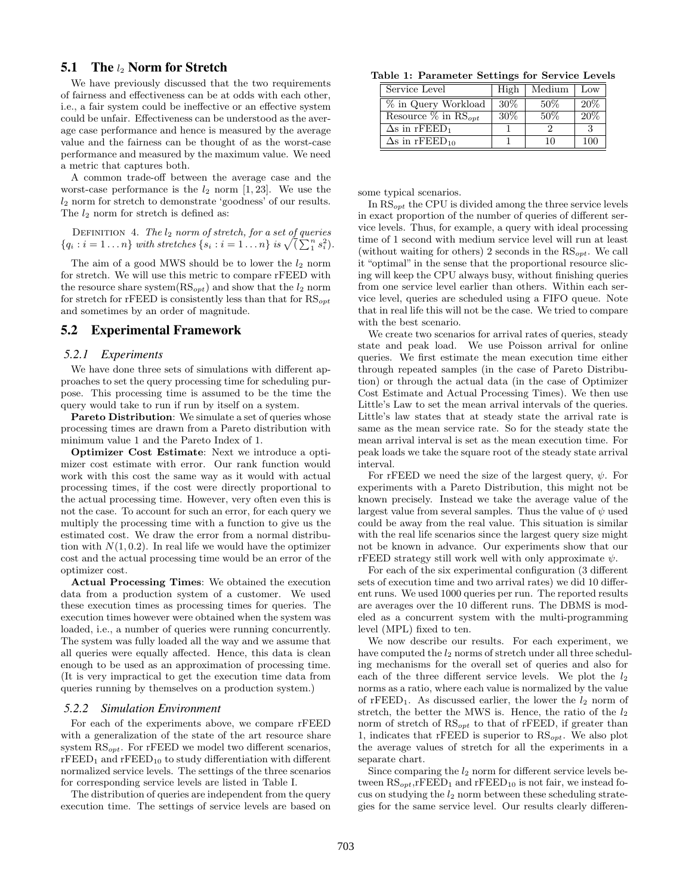## 5.1 The $l_2$ Norm for Stretch

We have previously discussed that the two requirements of fairness and effectiveness can be at odds with each other, i.e., a fair system could be ineffective or an effective system could be unfair. Effectiveness can be understood as the average case performance and hence is measured by the average value and the fairness can be thought of as the worst-case performance and measured by the maximum value. We need a metric that captures both.

A common trade-off between the average case and the worst-case performance is the $l_2$ norm [1, 23]. We use the $l_2$ norm for stretch to demonstrate 'goodness' of our results. The $l_2$ norm for stretch is defined as:

DEFINITION 4. *The $l_2$ norm of stretch, for a set of queries $\{q_i : i = 1 \ldots n\}$ with stretches $\{s_i : i = 1 \ldots n\}$ is $\sqrt{(\sum_1^n s_i^2)}$.*

The aim of a good MWS should be to lower the $l_2$ norm for stretch. We will use this metric to compare rFEED with the resource share system($\text{RS}_{opt}$) and show that the $l_2$ norm for stretch for rFEED is consistently less than that for $\text{RS}_{opt}$ and sometimes by an order of magnitude.

## 5.2 Experimental Framework

### 5.2.1 Experiments

We have done three sets of simulations with different approaches to set the query processing time for scheduling purpose. This processing time is assumed to be the time the query would take to run if run by itself on a system.

**Pareto Distribution**: We simulate a set of queries whose processing times are drawn from a Pareto distribution with minimum value 1 and the Pareto Index of 1.

**Optimizer Cost Estimate**: Next we introduce a optimizer cost estimate with error. Our rank function would work with this cost the same way as it would with actual processing times, if the cost were directly proportional to the actual processing time. However, very often even this is not the case. To account for such an error, for each query we multiply the processing time with a function to give us the estimated cost. We draw the error from a normal distribution with $N(1, 0.2)$. In real life we would have the optimizer cost and the actual processing time would be an error of the optimizer cost.

**Actual Processing Times**: We obtained the execution data from a production system of a customer. We used these execution times as processing times for queries. The execution times however were obtained when the system was loaded, i.e., a number of queries were running concurrently. The system was fully loaded all the way and we assume that all queries were equally affected. Hence, this data is clean enough to be used as an approximation of processing time. (It is very impractical to get the execution time data from queries running by themselves on a production system.)

### 5.2.2 Simulation Environment

For each of the experiments above, we compare rFEED with a generalization of the state of the art resource share system $\text{RS}_{opt}$. For rFEED we model two different scenarios, $\text{rFEED}_1$ and $\text{rFEED}_{10}$ to study differentiation with different normalized service levels. The settings of the three scenarios for corresponding service levels are listed in Table I.

The distribution of queries are independent from the query execution time. The settings of service levels are based on some typical scenarios.

**Table 1: Parameter Settings for Service Levels**

| Service Level | High | Medium | Low |
|---|---|---|---|
| % in Query Workload | 30% | 50% | 20% |
| Resource % in $\text{RS}_{opt}$ | 30% | 50% | 20% |
| $\Delta$s in $\text{rFEED}_1$ | 1 | 2 | 3 |
| $\Delta$s in $\text{rFEED}_{10}$ | 1 | 10 | 100 |

In $\text{RS}_{opt}$ the CPU is divided among the three service levels in exact proportion of the number of queries of different service levels. Thus, for example, a query with ideal processing time of 1 second with medium service level will run at least (without waiting for others) 2 seconds in the $\text{RS}_{opt}$. We call it "optimal" in the sense that the proportional resource slicing will keep the CPU always busy, without finishing queries from one service level earlier than others. Within each service level, queries are scheduled using a FIFO queue. Note that in real life this will not be the case. We tried to compare with the best scenario.

We create two scenarios for arrival rates of queries, steady state and peak load. We use Poisson arrival for online queries. We first estimate the mean execution time either through repeated samples (in the case of Pareto Distribution) or through the actual data (in the case of Optimizer Cost Estimate and Actual Processing Times). We then use Little's Law to set the mean arrival intervals of the queries. Little's law states that at steady state the arrival rate is same as the mean service rate. So for the steady state the mean arrival interval is set as the mean execution time. For peak loads we take the square root of the steady state arrival interval.

For rFEED we need the size of the largest query, $\psi$. For experiments with a Pareto Distribution, this might not be known precisely. Instead we take the average value of the largest value from several samples. Thus the value of $\psi$ used could be away from the real value. This situation is similar with the real life scenarios since the largest query size might not be known in advance. Our experiments show that our rFEED strategy still work well with only approximate $\psi$.

For each of the six experimental configuration (3 different sets of execution time and two arrival rates) we did 10 different runs. We used 1000 queries per run. The reported results are averages over the 10 different runs. The DBMS is modeled as a concurrent system with the multi-programming level (MPL) fixed to ten.

We now describe our results. For each experiment, we have computed the $l_2$ norms of stretch under all three scheduling mechanisms for the overall set of queries and also for each of the three different service levels. We plot the $l_2$ norms as a ratio, where each value is normalized by the value of $\text{rFEED}_1$. As discussed earlier, the lower the $l_2$ norm of stretch, the better the MWS is. Hence, the ratio of the $l_2$ norm of stretch of $\text{RS}_{opt}$ to that of rFEED, if greater than 1, indicates that rFEED is superior to $\text{RS}_{opt}$. We also plot the average values of stretch for all the experiments in a separate chart.

Since comparing the $l_2$ norm for different service levels between $\text{RS}_{opt}$,$\text{rFEED}_1$ and $\text{rFEED}_{10}$ is not fair, we instead focus on studying the $l_2$ norm between these scheduling strategies for the same service level. Our results clearly differen-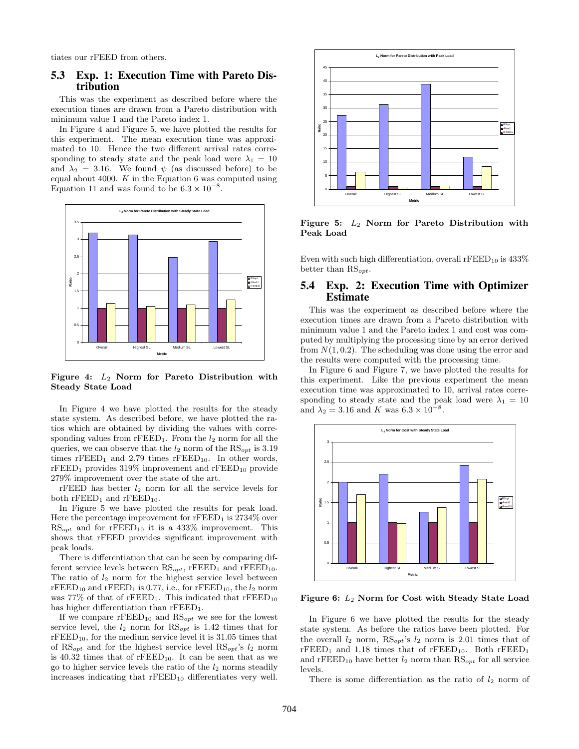tiates our rFEED from others.

## 5.3 Exp. 1: Execution Time with Pareto Distribution

This was the experiment as described before where the execution times are drawn from a Pareto distribution with minimum value 1 and the Pareto index 1.

In Figure 4 and Figure 5, we have plotted the results for this experiment. The mean execution time was approximated to 10. Hence the two different arrival rates corresponding to steady state and the peak load were $\lambda_1 = 10$ and $\lambda_2 = 3.16$. We found $\psi$ (as discussed before) to be equal about 4000. $K$ in the Equation 6 was computed using Equation 11 and was found to be $6.3 \times 10^{-8}$.

**Figure 4: $L_2$ Norm for Pareto Distribution with Steady State Load**

In Figure 4 we have plotted the results for the steady state system. As described before, we have plotted the ratios which are obtained by dividing the values with corresponding values from $\text{rFEED}_1$. From the $l_2$ norm for all the queries, we can observe that the $l_2$ norm of the $\text{RS}_{opt}$ is 3.19 times $\text{rFEED}_1$ and 2.79 times $\text{rFEED}_{10}$. In other words, $\text{rFEED}_1$ provides 319% improvement and $\text{rFEED}_{10}$ provide 279% improvement over the state of the art.

rFEED has better $l_2$ norm for all the service levels for both $\text{rFEED}_1$ and $\text{rFEED}_{10}$.

In Figure 5 we have plotted the results for peak load. Here the percentage improvement for $\text{rFEED}_1$ is 2734% over $\text{RS}_{opt}$ and for $\text{rFEED}_{10}$ it is a 433% improvement. This shows that rFEED provides significant improvement with peak loads.

There is differentiation that can be seen by comparing different service levels between $\text{RS}_{opt}$, $\text{rFEED}_1$ and $\text{rFEED}_{10}$. The ratio of $l_2$ norm for the highest service level between $\text{rFEED}_{10}$ and $\text{rFEED}_1$ is 0.77, i.e., for $\text{rFEED}_{10}$, the $l_2$ norm was 77% of that of $\text{rFEED}_1$. This indicated that $\text{rFEED}_{10}$ has higher differentiation than $\text{rFEED}_1$.

If we compare $\text{rFEED}_{10}$ and $\text{RS}_{opt}$ we see for the lowest service level, the $l_2$ norm for $\text{RS}_{opt}$ is 1.42 times that for $\text{rFEED}_{10}$, for the medium service level it is 31.05 times that of $\text{RS}_{opt}$ and for the highest service level $\text{RS}_{opt}$'s $l_2$ norm is 40.32 times that of $\text{rFEED}_{10}$. It can be seen that as we go to higher service levels the ratio of the $l_2$ norms steadily increases indicating that $\text{rFEED}_{10}$ differentiates very well.

**Figure 5: $L_2$ Norm for Pareto Distribution with Peak Load**

Even with such high differentiation, overall $\text{rFEED}_{10}$ is 433% better than $\text{RS}_{opt}$.

## 5.4 Exp. 2: Execution Time with Optimizer Estimate

This was the experiment as described before where the execution times are drawn from a Pareto distribution with minimum value 1 and the Pareto index 1 and cost was computed by multiplying the processing time by an error derived from $N(1, 0.2)$. The scheduling was done using the error and the results were computed with the processing time.

In Figure 6 and Figure 7, we have plotted the results for this experiment. Like the previous experiment the mean execution time was approximated to 10, arrival rates corresponding to steady state and the peak load were $\lambda_1 = 10$ and $\lambda_2 = 3.16$ and $K$ was $6.3 \times 10^{-8}$.

**Figure 6: $L_2$ Norm for Cost with Steady State Load**

In Figure 6 we have plotted the results for the steady state system. As before the ratios have been plotted. For the overall $l_2$ norm, $\text{RS}_{opt}$'s $l_2$ norm is 2.01 times that of $\text{rFEED}_1$ and 1.18 times that of $\text{rFEED}_{10}$. Both $\text{rFEED}_1$ and $\text{rFEED}_{10}$ have better $l_2$ norm than $\text{RS}_{opt}$ for all service levels.

There is some differentiation as the ratio of $l_2$ norm of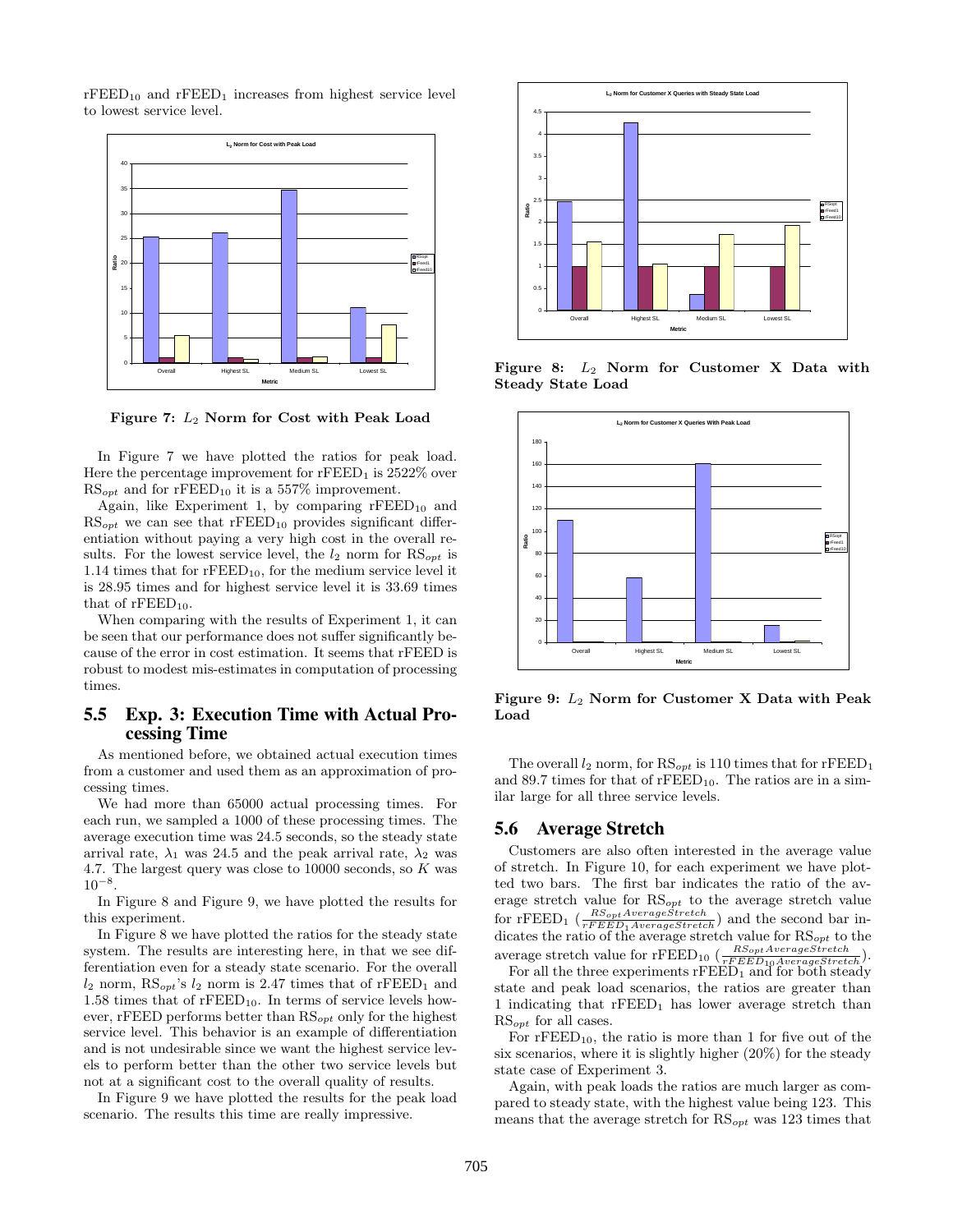$\text{rFEED}_{10}$ and $\text{rFEED}_1$ increases from highest service level to lowest service level.

**Figure 7: $L_2$ Norm for Cost with Peak Load**

In Figure 7 we have plotted the ratios for peak load. Here the percentage improvement for $\text{rFEED}_1$ is 2522% over $\text{RS}_{opt}$ and for $\text{rFEED}_{10}$ it is a 557% improvement.

Again, like Experiment 1, by comparing $\text{rFEED}_{10}$ and $\text{RS}_{opt}$ we can see that $\text{rFEED}_{10}$ provides significant differentiation without paying a very high cost in the overall results. For the lowest service level, the $l_2$ norm for $\text{RS}_{opt}$ is 1.14 times that for $\text{rFEED}_{10}$, for the medium service level it is 28.95 times and for highest service level it is 33.69 times that of $\text{rFEED}_{10}$.

When comparing with the results of Experiment 1, it can be seen that our performance does not suffer significantly because of the error in cost estimation. It seems that rFEED is robust to modest mis-estimates in computation of processing times.

## 5.5 Exp. 3: Execution Time with Actual Processing Time

As mentioned before, we obtained actual execution times from a customer and used them as an approximation of processing times.

We had more than 65000 actual processing times. For each run, we sampled a 1000 of these processing times. The average execution time was 24.5 seconds, so the steady state arrival rate, $\lambda_1$ was 24.5 and the peak arrival rate, $\lambda_2$ was 4.7. The largest query was close to 10000 seconds, so $K$ was $10^{-8}$.

In Figure 8 and Figure 9, we have plotted the results for this experiment.

In Figure 8 we have plotted the ratios for the steady state system. The results are interesting here, in that we see differentiation even for a steady state scenario. For the overall $l_2$ norm, $\text{RS}_{opt}$'s $l_2$ norm is 2.47 times that of $\text{rFEED}_1$ and 1.58 times that of $\text{rFEED}_{10}$. In terms of service levels however, rFEED performs better than $\text{RS}_{opt}$ only for the highest service level. This behavior is an example of differentiation and is not undesirable since we want the highest service levels to perform better than the other two service levels but not at a significant cost to the overall quality of results.

In Figure 9 we have plotted the results for the peak load scenario. The results this time are really impressive.

**Figure 8: $L_2$ Norm for Customer X Data with Steady State Load**

**Figure 9: $L_2$ Norm for Customer X Data with Peak Load**

The overall $l_2$ norm, for $\text{RS}_{opt}$ is 110 times that for $\text{rFEED}_1$ and 89.7 times for that of $\text{rFEED}_{10}$. The ratios are in a similar large for all three service levels.

## 5.6 Average Stretch

Customers are also often interested in the average value of stretch. In Figure 10, for each experiment we have plotted two bars. The first bar indicates the ratio of the average stretch value for $\text{RS}_{opt}$ to the average stretch value for $\text{rFEED}_1$ ($\frac{RS_{opt} AverageStretch}{rFEED_1 AverageStretch}$) and the second bar indicates the ratio of the average stretch value for $\text{RS}_{opt}$ to the average stretch value for $\text{rFEED}_{10}$ ($\frac{RS_{opt} AverageStretch}{rFEED_{10} AverageStretch}$).

For all the three experiments $\text{rFEED}_1$ and for both steady state and peak load scenarios, the ratios are greater than 1 indicating that $\text{rFEED}_1$ has lower average stretch than $\text{RS}_{opt}$ for all cases.

For $\text{rFEED}_{10}$, the ratio is more than 1 for five out of the six scenarios, where it is slightly higher (20%) for the steady state case of Experiment 3.

Again, with peak loads the ratios are much larger as compared to steady state, with the highest value being 123. This means that the average stretch for $\text{RS}_{opt}$ was 123 times that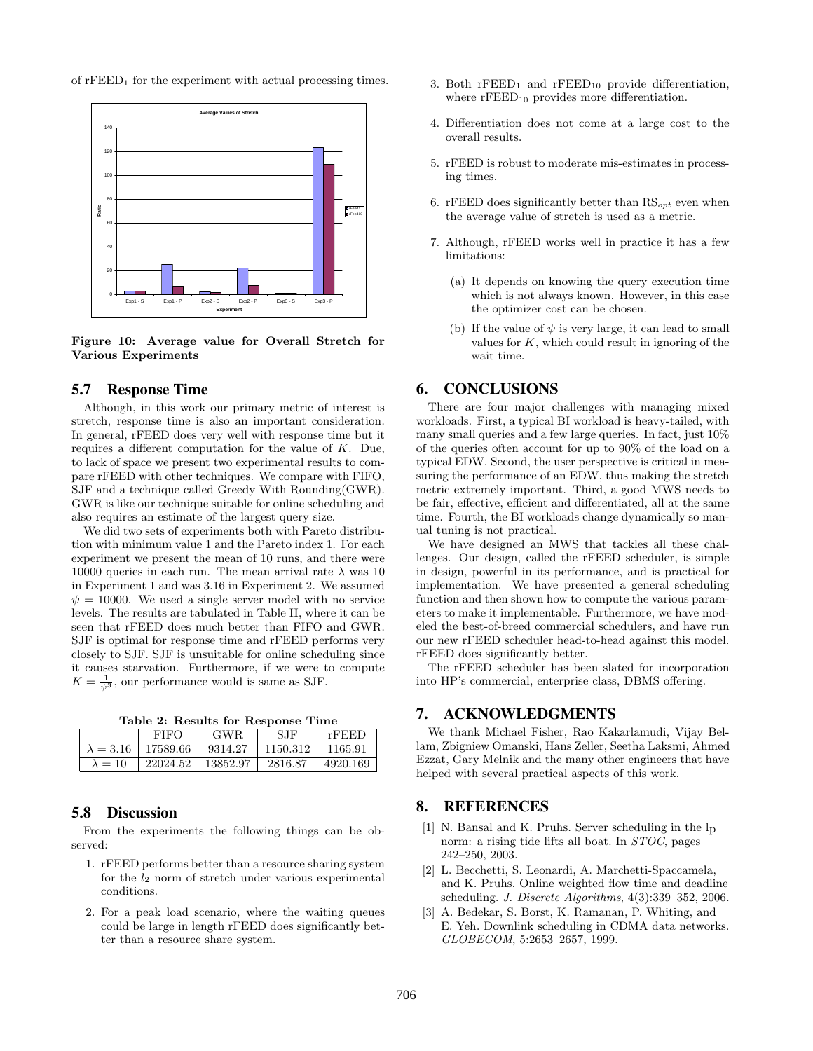of rFEED$_1$ for the experiment with actual processing times.

**Figure 10: Average value for Overall Stretch for Various Experiments**

## 5.7 Response Time

Although, in this work our primary metric of interest is stretch, response time is also an important consideration. In general, rFEED does very well with response time but it requires a different computation for the value of $K$. Due, to lack of space we present two experimental results to compare rFEED with other techniques. We compare with FIFO, SJF and a technique called Greedy With Rounding(GWR). GWR is like our technique suitable for online scheduling and also requires an estimate of the largest query size.

We did two sets of experiments both with Pareto distribution with minimum value 1 and the Pareto index 1. For each experiment we present the mean of 10 runs, and there were 10000 queries in each run. The mean arrival rate $\lambda$ was 10 in Experiment 1 and was 3.16 in Experiment 2. We assumed $\psi = 10000$. We used a single server model with no service levels. The results are tabulated in Table II, where it can be seen that rFEED does much better than FIFO and GWR. SJF is optimal for response time and rFEED performs very closely to SJF. SJF is unsuitable for online scheduling since it causes starvation. Furthermore, if we were to compute $K = \frac{1}{\psi^3}$, our performance would is same as SJF.

**Table 2: Results for Response Time**

| | FIFO | GWR | SJF | rFEED |
|---|---|---|---|---|
| $\lambda = 3.16$ | 17589.66 | 9314.27 | 1150.312 | 1165.91 |
| $\lambda = 10$ | 22024.52 | 13852.97 | 2816.87 | 4920.169 |

## 5.8 Discussion

From the experiments the following things can be observed:

1. rFEED performs better than a resource sharing system for the $l_2$ norm of stretch under various experimental conditions.
2. For a peak load scenario, where the waiting queues could be large in length rFEED does significantly better than a resource share system.
3. Both rFEED$_1$ and rFEED$_{10}$ provide differentiation, where rFEED$_{10}$ provides more differentiation.
4. Differentiation does not come at a large cost to the overall results.
5. rFEED is robust to moderate mis-estimates in processing times.
6. rFEED does significantly better than RS$_{opt}$ even when the average value of stretch is used as a metric.
7. Although, rFEED works well in practice it has a few limitations:
   (a) It depends on knowing the query execution time which is not always known. However, in this case the optimizer cost can be chosen.
   (b) If the value of $\psi$ is very large, it can lead to small values for $K$, which could result in ignoring of the wait time.

# 6. CONCLUSIONS

There are four major challenges with managing mixed workloads. First, a typical BI workload is heavy-tailed, with many small queries and a few large queries. In fact, just 10% of the queries often account for up to 90% of the load on a typical EDW. Second, the user perspective is critical in measuring the performance of an EDW, thus making the stretch metric extremely important. Third, a good MWS needs to be fair, effective, efficient and differentiated, all at the same time. Fourth, the BI workloads change dynamically so manual tuning is not practical.

We have designed an MWS that tackles all these challenges. Our design, called the rFEED scheduler, is simple in design, powerful in its performance, and is practical for implementation. We have presented a general scheduling function and then shown how to compute the various parameters to make it implementable. Furthermore, we have modeled the best-of-breed commercial schedulers, and have run our new rFEED scheduler head-to-head against this model. rFEED does significantly better.

The rFEED scheduler has been slated for incorporation into HP's commercial, enterprise class, DBMS offering.

# 7. ACKNOWLEDGMENTS

We thank Michael Fisher, Rao Kakarlamudi, Vijay Bellam, Zbigniew Omanski, Hans Zeller, Seetha Laksmi, Ahmed Ezzat, Gary Melnik and the many other engineers that have helped with several practical aspects of this work.

# 8. REFERENCES

[1] N. Bansal and K. Pruhs. Server scheduling in the $l_p$ norm: a rising tide lifts all boat. In *STOC*, pages 242–250, 2003.

[2] L. Becchetti, S. Leonardi, A. Marchetti-Spaccamela, and K. Pruhs. Online weighted flow time and deadline scheduling. *J. Discrete Algorithms*, 4(3):339–352, 2006.

[3] A. Bedekar, S. Borst, K. Ramanan, P. Whiting, and E. Yeh. Downlink scheduling in CDMA data networks. *GLOBECOM*, 5:2653–2657, 1999.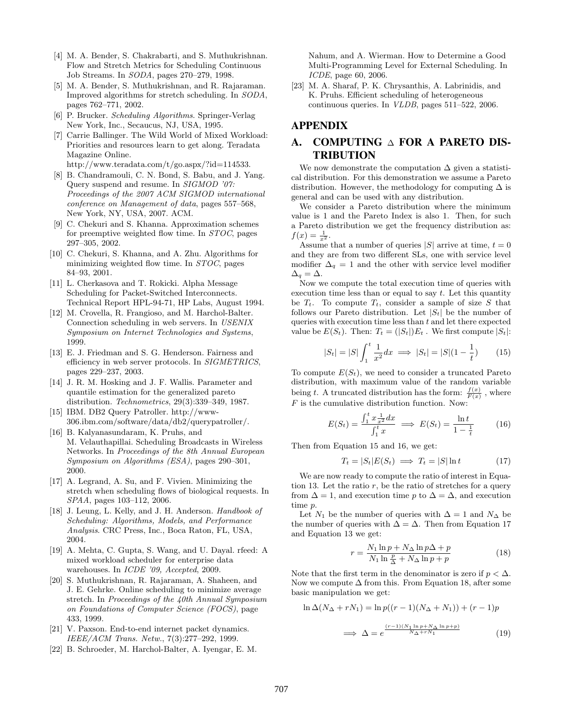[4] M. A. Bender, S. Chakrabarti, and S. Muthukrishnan. Flow and Stretch Metrics for Scheduling Continuous Job Streams. In *SODA*, pages 270–279, 1998.

[5] M. A. Bender, S. Muthukrishnan, and R. Rajaraman. Improved algorithms for stretch scheduling. In *SODA*, pages 762–771, 2002.

[6] P. Brucker. *Scheduling Algorithms*. Springer-Verlag New York, Inc., Secaucus, NJ, USA, 1995.

[7] Carrie Ballinger. The Wild World of Mixed Workload: Priorities and resources learn to get along. Teradata Magazine Online. http://www.teradata.com/t/go.aspx/?id=114533.

[8] B. Chandramouli, C. N. Bond, S. Babu, and J. Yang. Query suspend and resume. In *SIGMOD '07: Proceedings of the 2007 ACM SIGMOD international conference on Management of data*, pages 557–568, New York, NY, USA, 2007. ACM.

[9] C. Chekuri and S. Khanna. Approximation schemes for preemptive weighted flow time. In *STOC*, pages 297–305, 2002.

[10] C. Chekuri, S. Khanna, and A. Zhu. Algorithms for minimizing weighted flow time. In *STOC*, pages 84–93, 2001.

[11] L. Cherkasova and T. Rokicki. Alpha Message Scheduling for Packet-Switched Interconnects. Technical Report HPL-94-71, HP Labs, August 1994.

[12] M. Crovella, R. Frangioso, and M. Harchol-Balter. Connection scheduling in web servers. In *USENIX Symposium on Internet Technologies and Systems*, 1999.

[13] E. J. Friedman and S. G. Henderson. Fairness and efficiency in web server protocols. In *SIGMETRICS*, pages 229–237, 2003.

[14] J. R. M. Hosking and J. F. Wallis. Parameter and quantile estimation for the generalized pareto distribution. *Technometrics*, 29(3):339–349, 1987.

[15] IBM. DB2 Query Patroller. http://www-306.ibm.com/software/data/db2/querypatroller/.

[16] B. Kalyanasundaram, K. Pruhs, and M. Velauthapillai. Scheduling Broadcasts in Wireless Networks. In *Proceedings of the 8th Annual European Symposium on Algorithms (ESA)*, pages 290–301, 2000.

[17] A. Legrand, A. Su, and F. Vivien. Minimizing the stretch when scheduling flows of biological requests. In *SPAA*, pages 103–112, 2006.

[18] J. Leung, L. Kelly, and J. H. Anderson. *Handbook of Scheduling: Algorithms, Models, and Performance Analysis*. CRC Press, Inc., Boca Raton, FL, USA, 2004.

[19] A. Mehta, C. Gupta, S. Wang, and U. Dayal. rfeed: A mixed workload scheduler for enterprise data warehouses. In *ICDE '09, Accepted*, 2009.

[20] S. Muthukrishnan, R. Rajaraman, A. Shaheen, and J. E. Gehrke. Online scheduling to minimize average stretch. In *Proceedings of the 40th Annual Symposium on Foundations of Computer Science (FOCS)*, page 433, 1999.

[21] V. Paxson. End-to-end internet packet dynamics. *IEEE/ACM Trans. Netw.*, 7(3):277–292, 1999.

[22] B. Schroeder, M. Harchol-Balter, A. Iyengar, E. M. Nahum, and A. Wierman. How to Determine a Good Multi-Programming Level for External Scheduling. In *ICDE*, page 60, 2006.

[23] M. A. Sharaf, P. K. Chrysanthis, A. Labrinidis, and K. Pruhs. Efficient scheduling of heterogeneous continuous queries. In *VLDB*, pages 511–522, 2006.

# APPENDIX

## A. COMPUTING $\Delta$ FOR A PARETO DISTRIBUTION

We now demonstrate the computation $\Delta$ given a statistical distribution. For this demonstration we assume a Pareto distribution. However, the methodology for computing $\Delta$ is general and can be used with any distribution.

We consider a Pareto distribution where the minimum value is 1 and the Pareto Index is also 1. Then, for such a Pareto distribution we get the frequency distribution as: $f(x) = \frac{1}{x^2}$.

Assume that a number of queries $|S|$ arrive at time, $t = 0$ and they are from two different SLs, one with service level modifier $\Delta_q = 1$ and the other with service level modifier $\Delta_q = \Delta$.

Now we compute the total execution time of queries with execution time less than or equal to say $t$. Let this quantity be $T_t$. To compute $T_t$, consider a sample of size $S$ that follows our Pareto distribution. Let $|S_t|$ be the number of queries with execution time less than $t$ and let there expected value be $E(S_t)$. Then: $T_t = (|S_t|)E_t$ . We first compute $|S_t|$:

$$|S_t| = |S| \int_1^t \frac{1}{x^2} dx \implies |S_t| = |S|(1 - \frac{1}{t}) \tag{15}$$

To compute $E(S_t)$, we need to consider a truncated Pareto distribution, with maximum value of the random variable being $t$. A truncated distribution has the form: $\frac{f(x)}{F(x)}$ , where $F$ is the cumulative distribution function. Now:

$$E(S_t) = \frac{\int_1^t x \frac{1}{x^2} dx}{\int_1^t x} \implies E(S_t) = \frac{\ln t}{1 - \frac{1}{t}} \tag{16}$$

Then from Equation 15 and 16, we get:

$$T_t = |S_t| E(S_t) \implies T_t = |S| \ln t \tag{17}$$

We are now ready to compute the ratio of interest in Equation 13. Let the ratio $r$, be the ratio of stretches for a query from $\Delta = 1$, and execution time $p$ to $\Delta = \Delta$, and execution time $p$.

Let $N_1$ be the number of queries with $\Delta = 1$ and $N_\Delta$ be the number of queries with $\Delta = \Delta$. Then from Equation 17 and Equation 13 we get:

$$r = \frac{N_1 \ln p + N_\Delta \ln p\Delta + p}{N_1 \ln \frac{p}{\Delta} + N_\Delta \ln p + p} \tag{18}$$

Note that the first term in the denominator is zero if $p < \Delta$. Now we compute $\Delta$ from this. From Equation 18, after some basic manipulation we get:

$$\ln \Delta(N_\Delta + rN_1) = \ln p((r-1)(N_\Delta + N_1)) + (r-1)p$$

$$\implies \Delta = e^{\frac{(r-1)(N_1 \ln p + N_\Delta \ln p + p)}{N_\Delta + rN_1}} \tag{19}$$